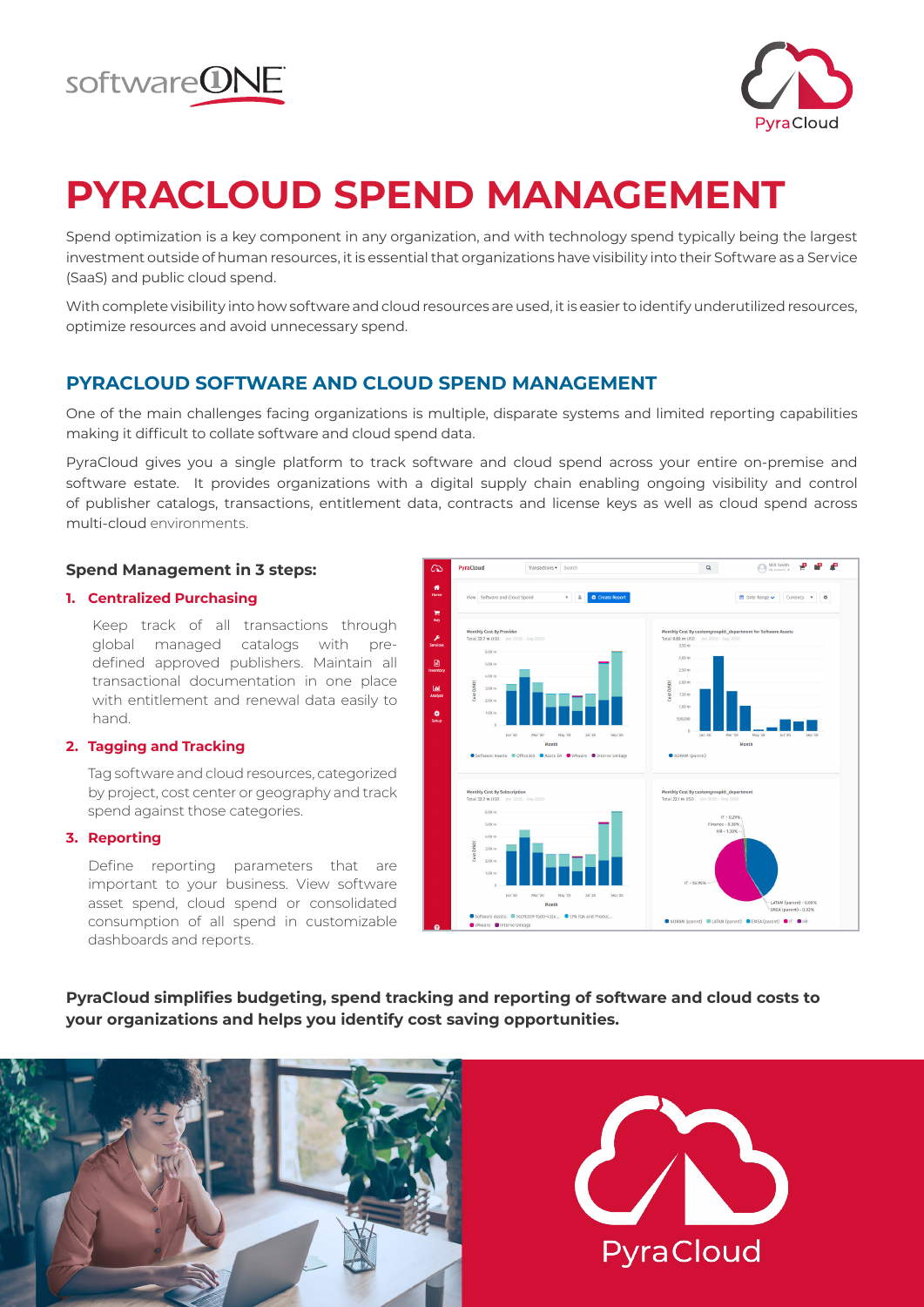# PYRACLOUD SPEND MANAGEMENT

Spend optimization is a key component in any organization, and with technology spend typically being the largest investment outside of human resources, it is essential that organizations have visibility into their Software as a Service (SaaS) and public cloud spend.

With complete visibility into how software and cloud resources are used, it is easier to identify underutilized resources, optimize resources and avoid unnecessary spend.

## PYRACLOUD SOFTWARE AND CLOUD SPEND MANAGEMENT

One of the main challenges facing organizations is multiple, disparate systems and limited reporting capabilities making it difficult to collate software and cloud spend data.

PyraCloud gives you a single platform to track software and cloud spend across your entire on-premise and software estate. It provides organizations with a digital supply chain enabling ongoing visibility and control of publisher catalogs, transactions, entitlement data, contracts and license keys as well as cloud spend across multi-cloud environments.

### Spend Management in 3 steps:

1. **Centralized Purchasing**

   Keep track of all transactions through global managed catalogs with pre-defined approved publishers. Maintain all transactional documentation in one place with entitlement and renewal data easily to hand.

2. **Tagging and Tracking**

   Tag software and cloud resources, categorized by project, cost center or geography and track spend against those categories.

3. **Reporting**

   Define reporting parameters that are important to your business. View software asset spend, cloud spend or consolidated consumption of all spend in customizable dashboards and reports.

**PyraCloud simplifies budgeting, spend tracking and reporting of software and cloud costs to your organizations and helps you identify cost saving opportunities.**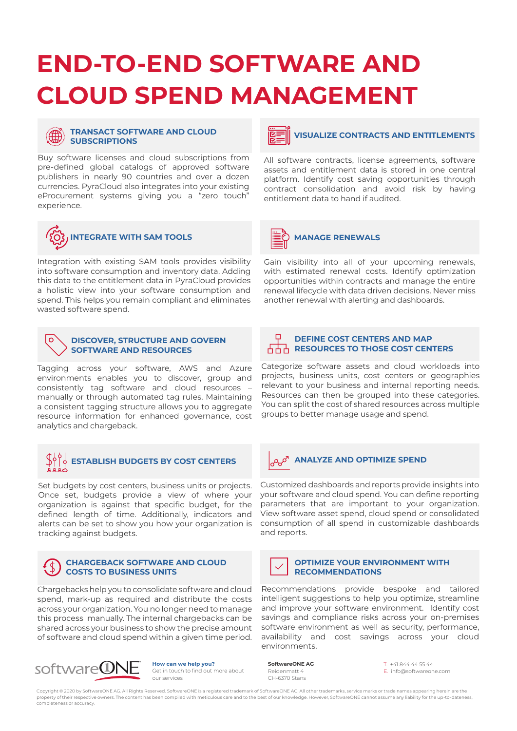# END-TO-END SOFTWARE AND CLOUD SPEND MANAGEMENT

## TRANSACT SOFTWARE AND CLOUD SUBSCRIPTIONS

Buy software licenses and cloud subscriptions from pre-defined global catalogs of approved software publishers in nearly 90 countries and over a dozen currencies. PyraCloud also integrates into your existing eProcurement systems giving you a "zero touch" experience.

## VISUALIZE CONTRACTS AND ENTITLEMENTS

All software contracts, license agreements, software assets and entitlement data is stored in one central platform. Identify cost saving opportunities through contract consolidation and avoid risk by having entitlement data to hand if audited.

## INTEGRATE WITH SAM TOOLS

Integration with existing SAM tools provides visibility into software consumption and inventory data. Adding this data to the entitlement data in PyraCloud provides a holistic view into your software consumption and spend. This helps you remain compliant and eliminates wasted software spend.

## MANAGE RENEWALS

Gain visibility into all of your upcoming renewals, with estimated renewal costs. Identify optimization opportunities within contracts and manage the entire renewal lifecycle with data driven decisions. Never miss another renewal with alerting and dashboards.

## DISCOVER, STRUCTURE AND GOVERN SOFTWARE AND RESOURCES

Tagging across your software, AWS and Azure environments enables you to discover, group and consistently tag software and cloud resources – manually or through automated tag rules. Maintaining a consistent tagging structure allows you to aggregate resource information for enhanced governance, cost analytics and chargeback.

## DEFINE COST CENTERS AND MAP RESOURCES TO THOSE COST CENTERS

Categorize software assets and cloud workloads into projects, business units, cost centers or geographies relevant to your business and internal reporting needs. Resources can then be grouped into these categories. You can split the cost of shared resources across multiple groups to better manage usage and spend.

## ESTABLISH BUDGETS BY COST CENTERS

Set budgets by cost centers, business units or projects. Once set, budgets provide a view of where your organization is against that specific budget, for the defined length of time. Additionally, indicators and alerts can be set to show you how your organization is tracking against budgets.

## ANALYZE AND OPTIMIZE SPEND

Customized dashboards and reports provide insights into your software and cloud spend. You can define reporting parameters that are important to your organization. View software asset spend, cloud spend or consolidated consumption of all spend in customizable dashboards and reports.

## CHARGEBACK SOFTWARE AND CLOUD COSTS TO BUSINESS UNITS

Chargebacks help you to consolidate software and cloud spend, mark-up as required and distribute the costs across your organization. You no longer need to manage this process manually. The internal chargebacks can be shared across your business to show the precise amount of software and cloud spend within a given time period.

## OPTIMIZE YOUR ENVIRONMENT WITH RECOMMENDATIONS

Recommendations provide bespoke and tailored intelligent suggestions to help you optimize, streamline and improve your software environment. Identify cost savings and compliance risks across your on-premises software environment as well as security, performance, availability and cost savings across your cloud environments.

softwareONE

**How can we help you?**
Get in touch to find out more about our services

**SoftwareONE AG**
Reidenmatt 4
CH-6370 Stans

T. +41 844 44 55 44
E. info@softwareone.com

Copyright © 2020 by SoftwareONE AG. All Rights Reserved. SoftwareONE is a registered trademark of SoftwareONE AG. All other trademarks, service marks or trade names appearing herein are the property of their respective owners. The content has been compiled with meticulous care and to the best of our knowledge. However, SoftwareONE cannot assume any liability for the up-to-dateness, completeness or accuracy.